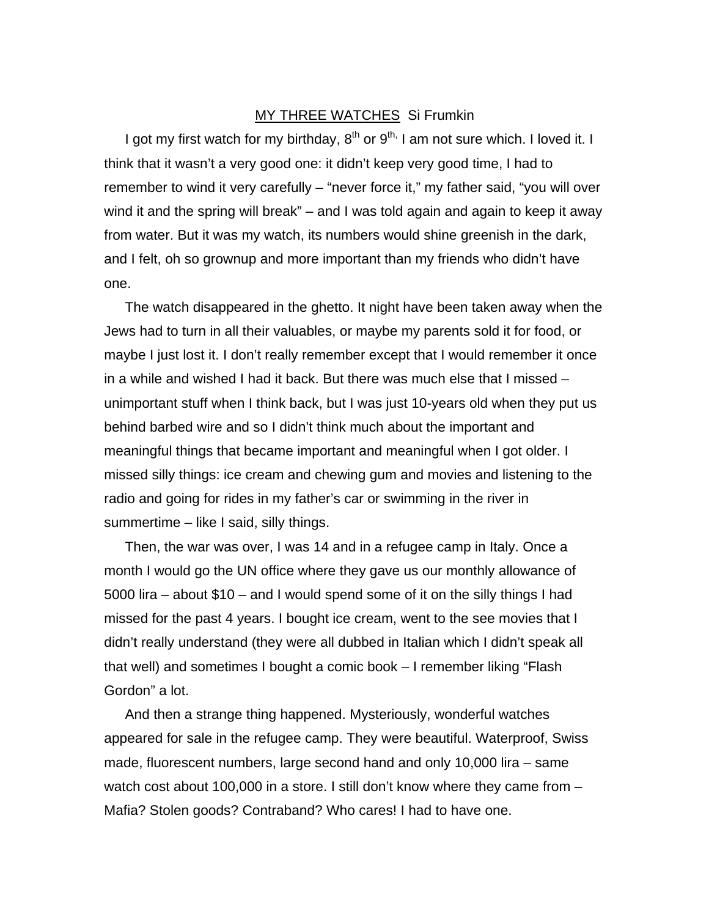# <u>MY THREE WATCHES</u> Si Frumkin

I got my first watch for my birthday, 8th or 9th, I am not sure which. I loved it. I think that it wasn't a very good one: it didn't keep very good time, I had to remember to wind it very carefully – "never force it," my father said, "you will over wind it and the spring will break" – and I was told again and again to keep it away from water. But it was my watch, its numbers would shine greenish in the dark, and I felt, oh so grownup and more important than my friends who didn't have one.

The watch disappeared in the ghetto. It night have been taken away when the Jews had to turn in all their valuables, or maybe my parents sold it for food, or maybe I just lost it. I don't really remember except that I would remember it once in a while and wished I had it back. But there was much else that I missed – unimportant stuff when I think back, but I was just 10-years old when they put us behind barbed wire and so I didn't think much about the important and meaningful things that became important and meaningful when I got older. I missed silly things: ice cream and chewing gum and movies and listening to the radio and going for rides in my father's car or swimming in the river in summertime – like I said, silly things.

Then, the war was over, I was 14 and in a refugee camp in Italy. Once a month I would go the UN office where they gave us our monthly allowance of 5000 lira – about $10 – and I would spend some of it on the silly things I had missed for the past 4 years. I bought ice cream, went to the see movies that I didn't really understand (they were all dubbed in Italian which I didn't speak all that well) and sometimes I bought a comic book – I remember liking "Flash Gordon" a lot.

And then a strange thing happened. Mysteriously, wonderful watches appeared for sale in the refugee camp. They were beautiful. Waterproof, Swiss made, fluorescent numbers, large second hand and only 10,000 lira – same watch cost about 100,000 in a store. I still don't know where they came from – Mafia? Stolen goods? Contraband? Who cares! I had to have one.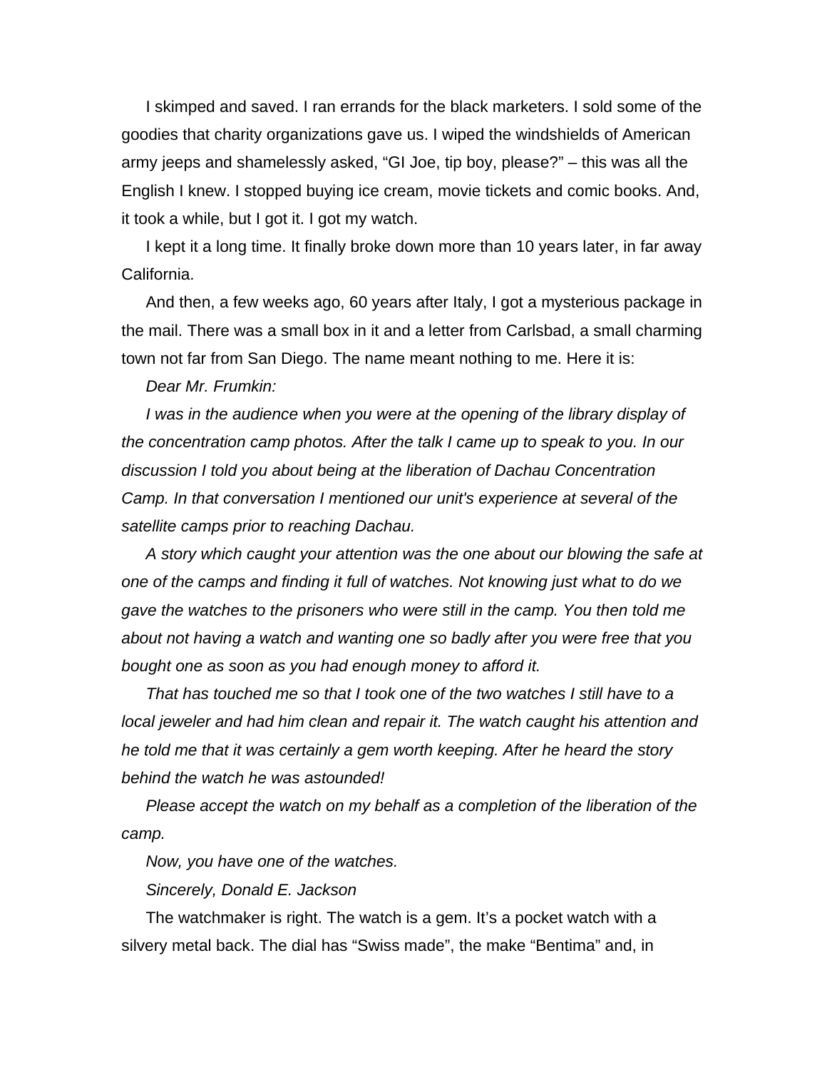I skimped and saved. I ran errands for the black marketers. I sold some of the goodies that charity organizations gave us. I wiped the windshields of American army jeeps and shamelessly asked, “GI Joe, tip boy, please?” – this was all the English I knew. I stopped buying ice cream, movie tickets and comic books. And, it took a while, but I got it. I got my watch.

I kept it a long time. It finally broke down more than 10 years later, in far away California.

And then, a few weeks ago, 60 years after Italy, I got a mysterious package in the mail. There was a small box in it and a letter from Carlsbad, a small charming town not far from San Diego. The name meant nothing to me. Here it is:

*Dear Mr. Frumkin:*

*I was in the audience when you were at the opening of the library display of the concentration camp photos. After the talk I came up to speak to you. In our discussion I told you about being at the liberation of Dachau Concentration Camp. In that conversation I mentioned our unit's experience at several of the satellite camps prior to reaching Dachau.*

*A story which caught your attention was the one about our blowing the safe at one of the camps and finding it full of watches. Not knowing just what to do we gave the watches to the prisoners who were still in the camp. You then told me about not having a watch and wanting one so badly after you were free that you bought one as soon as you had enough money to afford it.*

*That has touched me so that I took one of the two watches I still have to a local jeweler and had him clean and repair it. The watch caught his attention and he told me that it was certainly a gem worth keeping. After he heard the story behind the watch he was astounded!*

*Please accept the watch on my behalf as a completion of the liberation of the camp.*

*Now, you have one of the watches.*

*Sincerely, Donald E. Jackson*

The watchmaker is right. The watch is a gem. It’s a pocket watch with a silvery metal back. The dial has “Swiss made”, the make “Bentima” and, in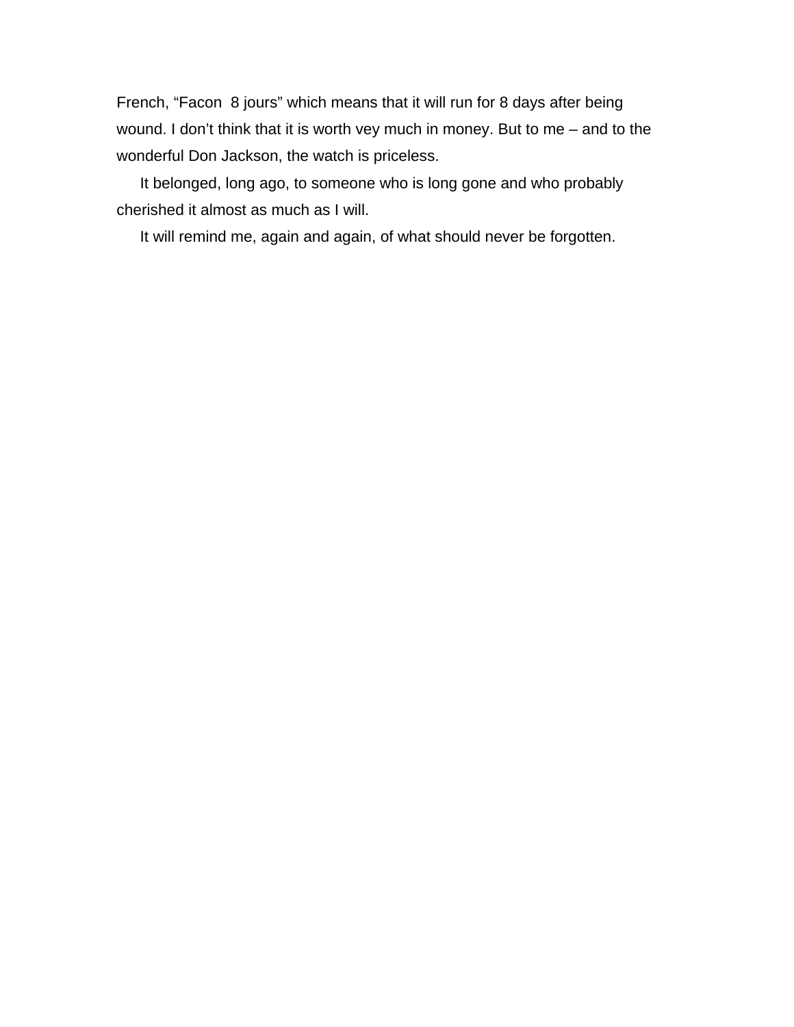French, “Facon  8 jours” which means that it will run for 8 days after being wound. I don’t think that it is worth vey much in money. But to me – and to the wonderful Don Jackson, the watch is priceless.

It belonged, long ago, to someone who is long gone and who probably cherished it almost as much as I will.

It will remind me, again and again, of what should never be forgotten.